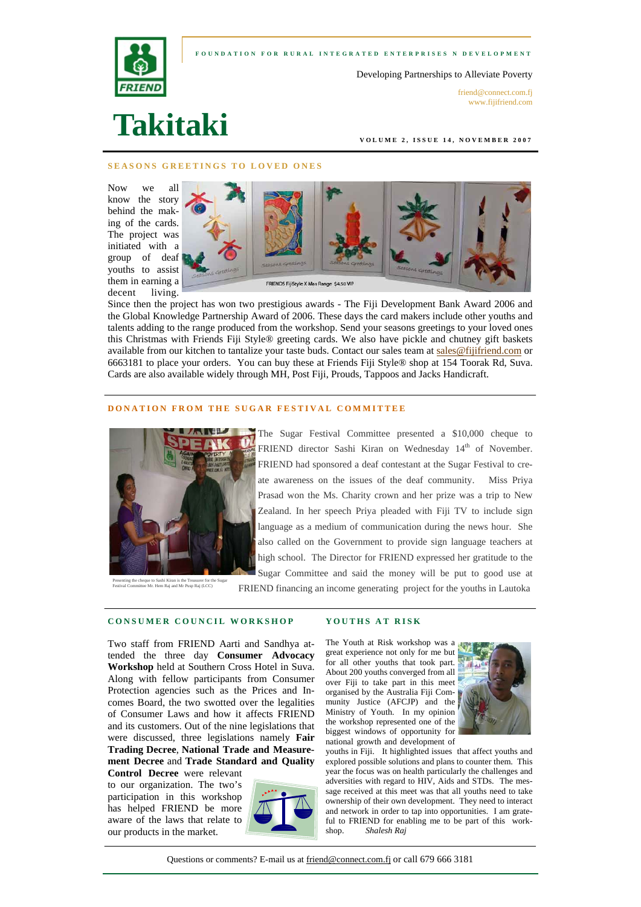FOUNDATION FOR RURAL INTEGRATED ENTERPRISES N DEVELOPMENT

Developing Partnerships to Alleviate Poverty

friend@connect.com.fj
www.fijifriend.com

# Takitaki

VOLUME 2, ISSUE 14, NOVEMBER 2007

## SEASONS GREETINGS TO LOVED ONES

Now we all know the story behind the making of the cards. The project was initiated with a group of deaf youths to assist them in earning a decent living. Since then the project has won two prestigious awards - The Fiji Development Bank Award 2006 and the Global Knowledge Partnership Award of 2006. These days the card makers include other youths and talents adding to the range produced from the workshop. Send your seasons greetings to your loved ones this Christmas with Friends Fiji Style® greeting cards. We also have pickle and chutney gift baskets available from our kitchen to tantalize your taste buds. Contact our sales team at sales@fijifriend.com or 6663181 to place your orders. You can buy these at Friends Fiji Style® shop at 154 Toorak Rd, Suva. Cards are also available widely through MH, Post Fiji, Prouds, Tappoos and Jacks Handicraft.

FRIENDS FijiStyle X-Mas Range $4.50 VIP

## DONATION FROM THE SUGAR FESTIVAL COMMITTEE

The Sugar Festival Committee presented a $10,000 cheque to FRIEND director Sashi Kiran on Wednesday 14th of November. FRIEND had sponsored a deaf contestant at the Sugar Festival to create awareness on the issues of the deaf community. Miss Priya Prasad won the Ms. Charity crown and her prize was a trip to New Zealand. In her speech Priya pleaded with Fiji TV to include sign language as a medium of communication during the news hour. She also called on the Government to provide sign language teachers at high school. The Director for FRIEND expressed her gratitude to the Sugar Committee and said the money will be put to good use at FRIEND financing an income generating project for the youths in Lautoka

Presenting the cheque to Sashi Kiran is the Treasurer for the Sugar Festival Committee Mr. Hem Raj and Mr Pusp Raj (LCC)

## CONSUMER COUNCIL WORKSHOP

Two staff from FRIEND Aarti and Sandhya attended the three day **Consumer Advocacy Workshop** held at Southern Cross Hotel in Suva. Along with fellow participants from Consumer Protection agencies such as the Prices and Incomes Board, the two swotted over the legalities of Consumer Laws and how it affects FRIEND and its customers. Out of the nine legislations that were discussed, three legislations namely **Fair Trading Decree**, **National Trade and Measurement Decree** and **Trade Standard and Quality Control Decree** were relevant to our organization. The two's participation in this workshop has helped FRIEND be more aware of the laws that relate to our products in the market.

## YOUTHS AT RISK

The Youth at Risk workshop was a great experience not only for me but for all other youths that took part. About 200 youths converged from all over Fiji to take part in this meet organised by the Australia Fiji Community Justice (AFCJP) and the Ministry of Youth. In my opinion the workshop represented one of the biggest windows of opportunity for national growth and development of youths in Fiji. It highlighted issues that affect youths and explored possible solutions and plans to counter them. This year the focus was on health particularly the challenges and adversities with regard to HIV, Aids and STDs. The message received at this meet was that all youths need to take ownership of their own development. They need to interact and network in order to tap into opportunities. I am grateful to FRIEND for enabling me to be part of this workshop. *Shalesh Raj*

Questions or comments? E-mail us at friend@connect.com.fj or call 679 666 3181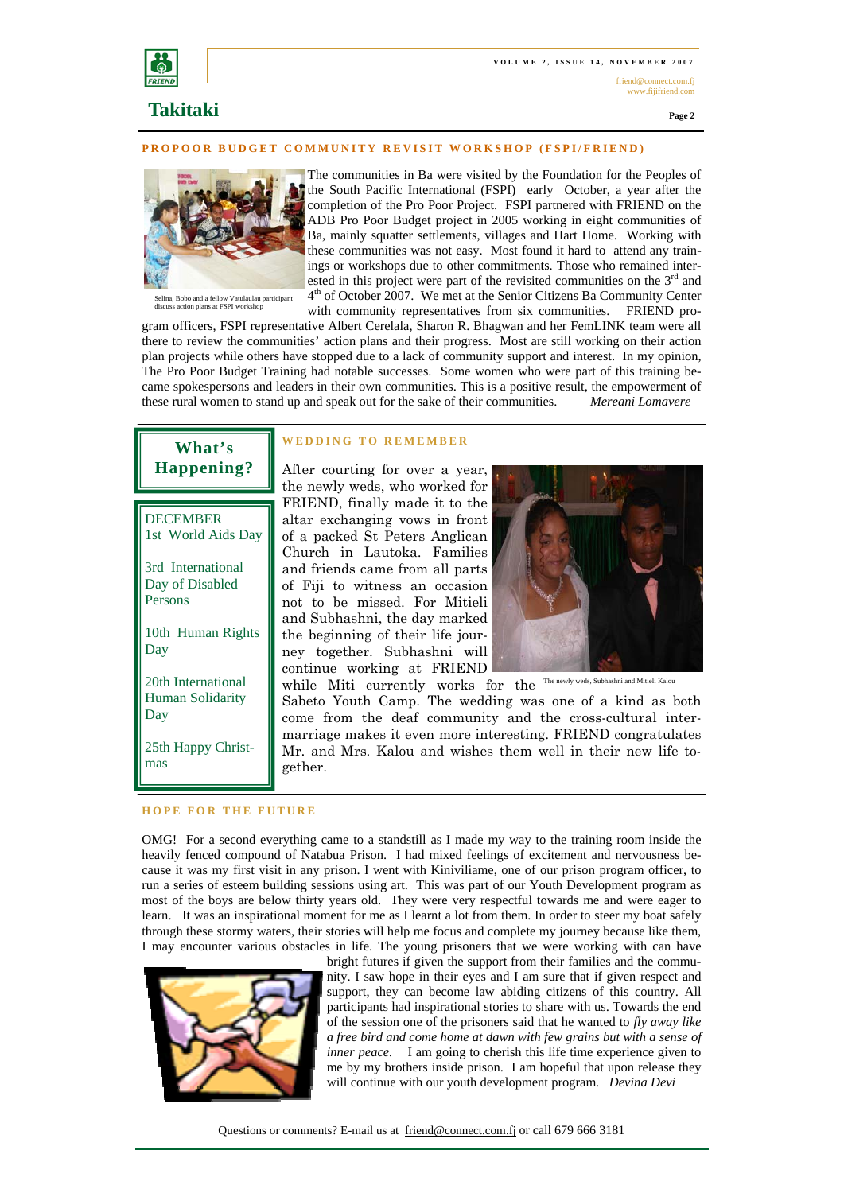# Takitaki

## PROPOOR BUDGET COMMUNITY REVISIT WORKSHOP (FSPI/FRIEND)

Selina, Bobo and a fellow Vatulaulau participant discuss action plans at FSPI workshop

The communities in Ba were visited by the Foundation for the Peoples of the South Pacific International (FSPI) early October, a year after the completion of the Pro Poor Project. FSPI partnered with FRIEND on the ADB Pro Poor Budget project in 2005 working in eight communities of Ba, mainly squatter settlements, villages and Hart Home. Working with these communities was not easy. Most found it hard to attend any trainings or workshops due to other commitments. Those who remained interested in this project were part of the revisited communities on the 3rd and 4th of October 2007. We met at the Senior Citizens Ba Community Center with community representatives from six communities. FRIEND program officers, FSPI representative Albert Cerelala, Sharon R. Bhagwan and her FemLINK team were all there to review the communities' action plans and their progress. Most are still working on their action plan projects while others have stopped due to a lack of community support and interest. In my opinion, The Pro Poor Budget Training had notable successes. Some women who were part of this training became spokespersons and leaders in their own communities. This is a positive result, the empowerment of these rural women to stand up and speak out for the sake of their communities. *Mereani Lomavere*

## What's Happening?

DECEMBER
1st World Aids Day

3rd International Day of Disabled Persons

10th Human Rights Day

20th International Human Solidarity Day

25th Happy Christmas

## WEDDING TO REMEMBER

After courting for over a year, the newly weds, who worked for FRIEND, finally made it to the altar exchanging vows in front of a packed St Peters Anglican Church in Lautoka. Families and friends came from all parts of Fiji to witness an occasion not to be missed. For Mitieli and Subhashni, the day marked the beginning of their life journey together. Subhashni will continue working at FRIEND while Miti currently works for the Sabeto Youth Camp. The wedding was one of a kind as both come from the deaf community and the cross-cultural intermarriage makes it even more interesting. FRIEND congratulates Mr. and Mrs. Kalou and wishes them well in their new life together.

The newly weds, Subhashni and Mitieli Kalou

## HOPE FOR THE FUTURE

OMG! For a second everything came to a standstill as I made my way to the training room inside the heavily fenced compound of Natabua Prison. I had mixed feelings of excitement and nervousness because it was my first visit in any prison. I went with Kiniviliame, one of our prison program officer, to run a series of esteem building sessions using art. This was part of our Youth Development program as most of the boys are below thirty years old. They were very respectful towards me and were eager to learn. It was an inspirational moment for me as I learnt a lot from them. In order to steer my boat safely through these stormy waters, their stories will help me focus and complete my journey because like them, I may encounter various obstacles in life. The young prisoners that we were working with can have bright futures if given the support from their families and the community. I saw hope in their eyes and I am sure that if given respect and support, they can become law abiding citizens of this country. All participants had inspirational stories to share with us. Towards the end of the session one of the prisoners said that he wanted to *fly away like a free bird and come home at dawn with few grains but with a sense of inner peace.* I am going to cherish this life time experience given to me by my brothers inside prison. I am hopeful that upon release they will continue with our youth development program. *Devina Devi*

Questions or comments? E-mail us at friend@connect.com.fj or call 679 666 3181